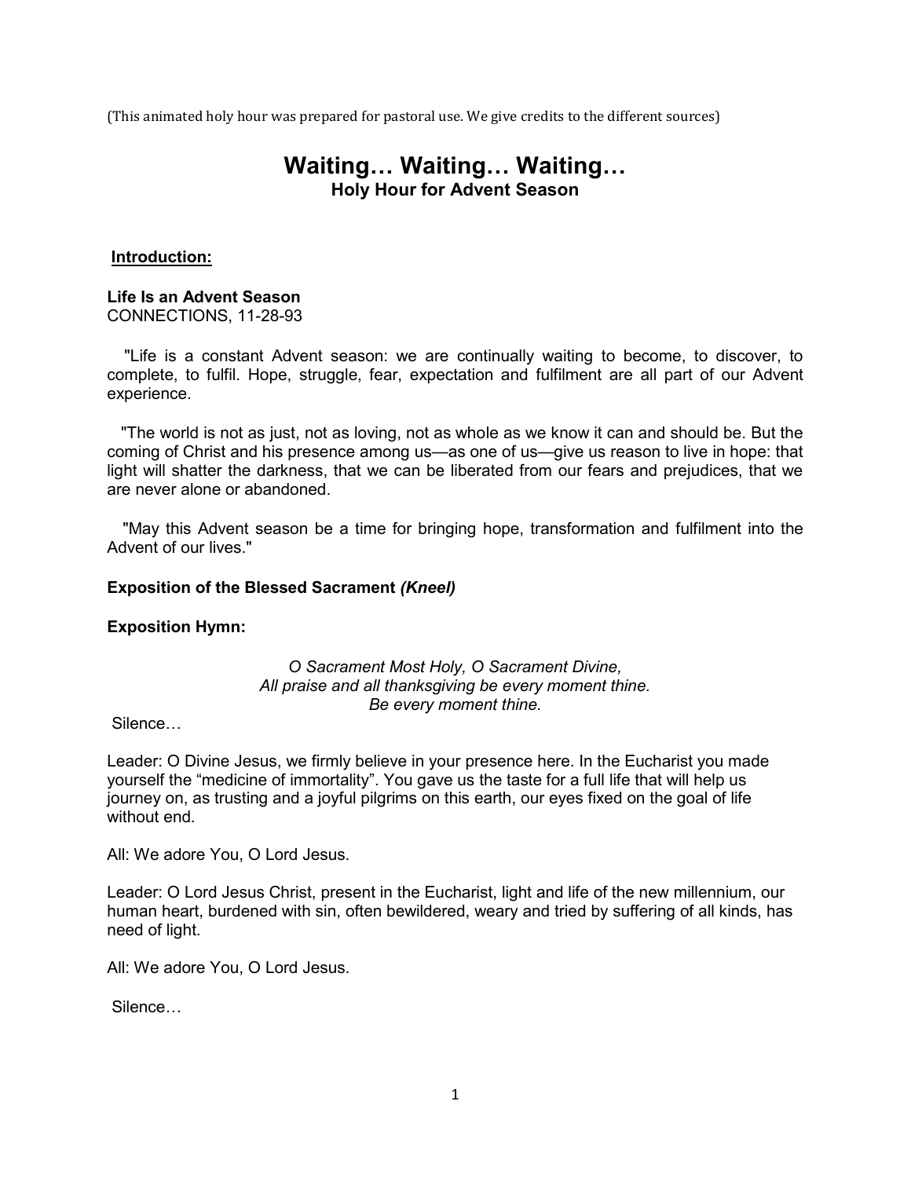(This animated holy hour was prepared for pastoral use. We give credits to the different sources)

# Waiting… Waiting… Waiting…
## Holy Hour for Advent Season

**Introduction:**

**Life Is an Advent Season**
CONNECTIONS, 11-28-93

"Life is a constant Advent season: we are continually waiting to become, to discover, to complete, to fulfil. Hope, struggle, fear, expectation and fulfilment are all part of our Advent experience.

"The world is not as just, not as loving, not as whole as we know it can and should be. But the coming of Christ and his presence among us—as one of us—give us reason to live in hope: that light will shatter the darkness, that we can be liberated from our fears and prejudices, that we are never alone or abandoned.

"May this Advent season be a time for bringing hope, transformation and fulfilment into the Advent of our lives."

**Exposition of the Blessed Sacrament *(Kneel)***

**Exposition Hymn:**

*O Sacrament Most Holy, O Sacrament Divine,*
*All praise and all thanksgiving be every moment thine.*
*Be every moment thine.*

Silence…

Leader: O Divine Jesus, we firmly believe in your presence here. In the Eucharist you made yourself the "medicine of immortality". You gave us the taste for a full life that will help us journey on, as trusting and a joyful pilgrims on this earth, our eyes fixed on the goal of life without end.

All: We adore You, O Lord Jesus.

Leader: O Lord Jesus Christ, present in the Eucharist, light and life of the new millennium, our human heart, burdened with sin, often bewildered, weary and tried by suffering of all kinds, has need of light.

All: We adore You, O Lord Jesus.

Silence…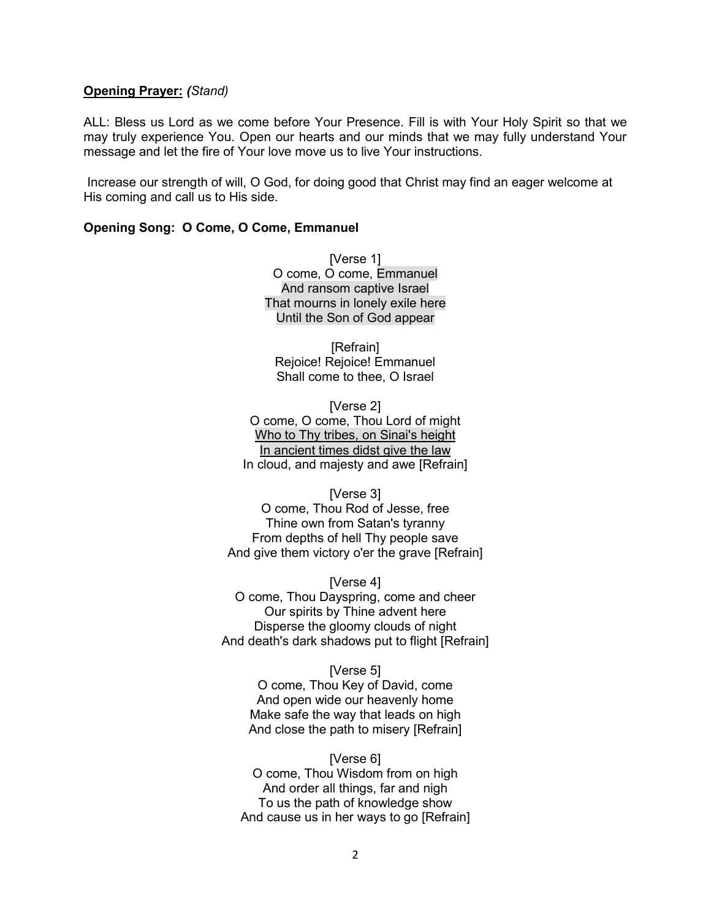**Opening Prayer:** *(Stand)*

ALL: Bless us Lord as we come before Your Presence. Fill is with Your Holy Spirit so that we may truly experience You. Open our hearts and our minds that we may fully understand Your message and let the fire of Your love move us to live Your instructions.

Increase our strength of will, O God, for doing good that Christ may find an eager welcome at His coming and call us to His side.

**Opening Song: O Come, O Come, Emmanuel**

[Verse 1]
O come, O come, Emmanuel
And ransom captive Israel
That mourns in lonely exile here
Until the Son of God appear

[Refrain]
Rejoice! Rejoice! Emmanuel
Shall come to thee, O Israel

[Verse 2]
O come, O come, Thou Lord of might
Who to Thy tribes, on Sinai's height
In ancient times didst give the law
In cloud, and majesty and awe [Refrain]

[Verse 3]
O come, Thou Rod of Jesse, free
Thine own from Satan's tyranny
From depths of hell Thy people save
And give them victory o'er the grave [Refrain]

[Verse 4]
O come, Thou Dayspring, come and cheer
Our spirits by Thine advent here
Disperse the gloomy clouds of night
And death's dark shadows put to flight [Refrain]

[Verse 5]
O come, Thou Key of David, come
And open wide our heavenly home
Make safe the way that leads on high
And close the path to misery [Refrain]

[Verse 6]
O come, Thou Wisdom from on high
And order all things, far and nigh
To us the path of knowledge show
And cause us in her ways to go [Refrain]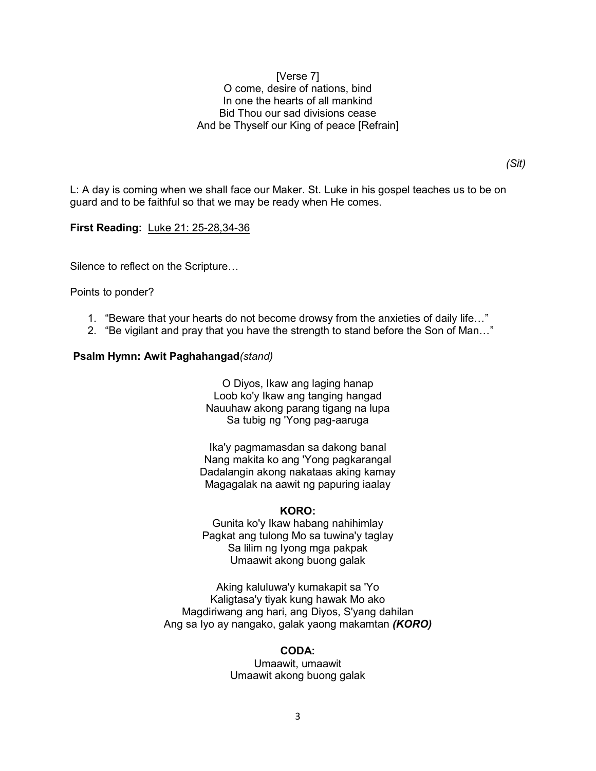[Verse 7]  
O come, desire of nations, bind  
In one the hearts of all mankind  
Bid Thou our sad divisions cease  
And be Thyself our King of peace [Refrain]

*(Sit)*

L: A day is coming when we shall face our Maker. St. Luke in his gospel teaches us to be on guard and to be faithful so that we may be ready when He comes.

**First Reading:** <u>Luke 21: 25-28,34-36</u>

Silence to reflect on the Scripture…

Points to ponder?

1. "Beware that your hearts do not become drowsy from the anxieties of daily life…"
2. "Be vigilant and pray that you have the strength to stand before the Son of Man…"

**Psalm Hymn: Awit Paghahangad***(stand)*

O Diyos, Ikaw ang laging hanap  
Loob ko'y Ikaw ang tanging hangad  
Nauuhaw akong parang tigang na lupa  
Sa tubig ng 'Yong pag-aaruga

Ika'y pagmamasdan sa dakong banal  
Nang makita ko ang 'Yong pagkarangal  
Dadalangin akong nakataas aking kamay  
Magagalak na aawit ng papuring iaalay

**KORO:**  
Gunita ko'y Ikaw habang nahihimlay  
Pagkat ang tulong Mo sa tuwina'y taglay  
Sa lilim ng Iyong mga pakpak  
Umaawit akong buong galak

Aking kaluluwa'y kumakapit sa 'Yo  
Kaligtasa'y tiyak kung hawak Mo ako  
Magdiriwang ang hari, ang Diyos, S'yang dahilan  
Ang sa Iyo ay nangako, galak yaong makamtan ***(KORO)***

**CODA:**  
Umaawit, umaawit  
Umaawit akong buong galak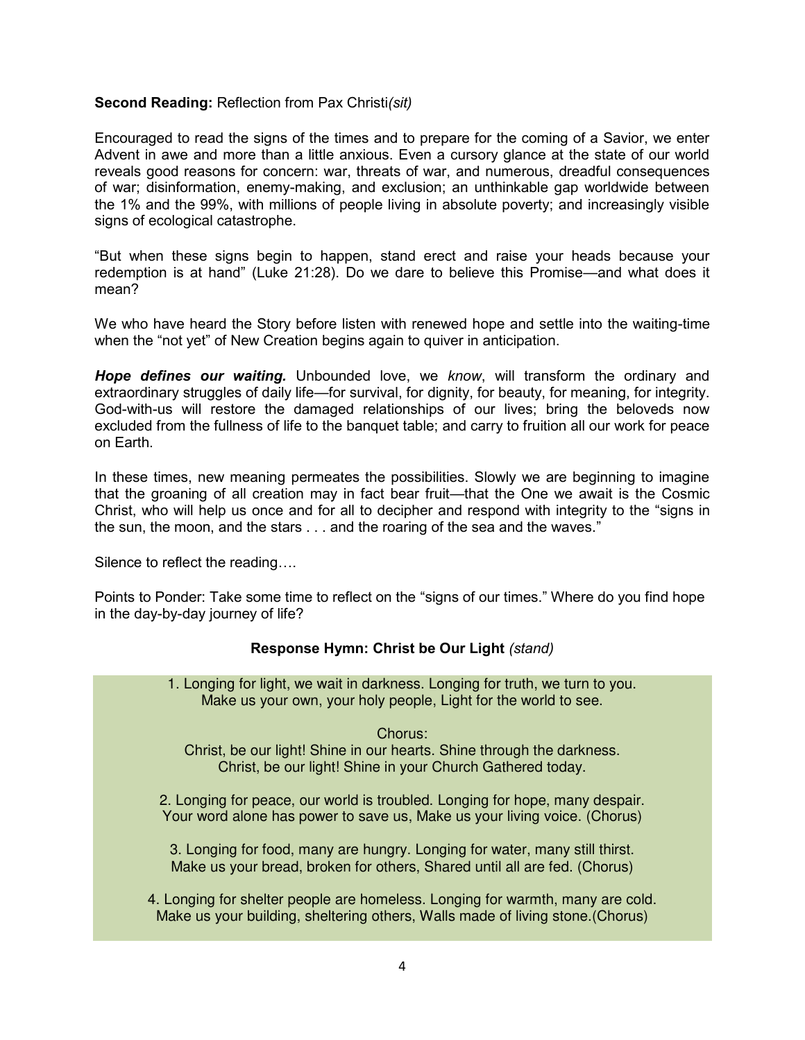**Second Reading:** Reflection from Pax Christi*(sit)*

Encouraged to read the signs of the times and to prepare for the coming of a Savior, we enter Advent in awe and more than a little anxious. Even a cursory glance at the state of our world reveals good reasons for concern: war, threats of war, and numerous, dreadful consequences of war; disinformation, enemy-making, and exclusion; an unthinkable gap worldwide between the 1% and the 99%, with millions of people living in absolute poverty; and increasingly visible signs of ecological catastrophe.

“But when these signs begin to happen, stand erect and raise your heads because your redemption is at hand” (Luke 21:28). Do we dare to believe this Promise—and what does it mean?

We who have heard the Story before listen with renewed hope and settle into the waiting-time when the “not yet” of New Creation begins again to quiver in anticipation.

***Hope defines our waiting.*** Unbounded love, we *know*, will transform the ordinary and extraordinary struggles of daily life—for survival, for dignity, for beauty, for meaning, for integrity. God-with-us will restore the damaged relationships of our lives; bring the beloveds now excluded from the fullness of life to the banquet table; and carry to fruition all our work for peace on Earth.

In these times, new meaning permeates the possibilities. Slowly we are beginning to imagine that the groaning of all creation may in fact bear fruit—that the One we await is the Cosmic Christ, who will help us once and for all to decipher and respond with integrity to the “signs in the sun, the moon, and the stars . . . and the roaring of the sea and the waves.”

Silence to reflect the reading….

Points to Ponder: Take some time to reflect on the “signs of our times.” Where do you find hope in the day-by-day journey of life?

**Response Hymn: Christ be Our Light** *(stand)*

1. Longing for light, we wait in darkness. Longing for truth, we turn to you.
Make us your own, your holy people, Light for the world to see.

Chorus:
Christ, be our light! Shine in our hearts. Shine through the darkness.
Christ, be our light! Shine in your Church Gathered today.

2. Longing for peace, our world is troubled. Longing for hope, many despair.
Your word alone has power to save us, Make us your living voice. (Chorus)

3. Longing for food, many are hungry. Longing for water, many still thirst.
Make us your bread, broken for others, Shared until all are fed. (Chorus)

4. Longing for shelter people are homeless. Longing for warmth, many are cold.
Make us your building, sheltering others, Walls made of living stone.(Chorus)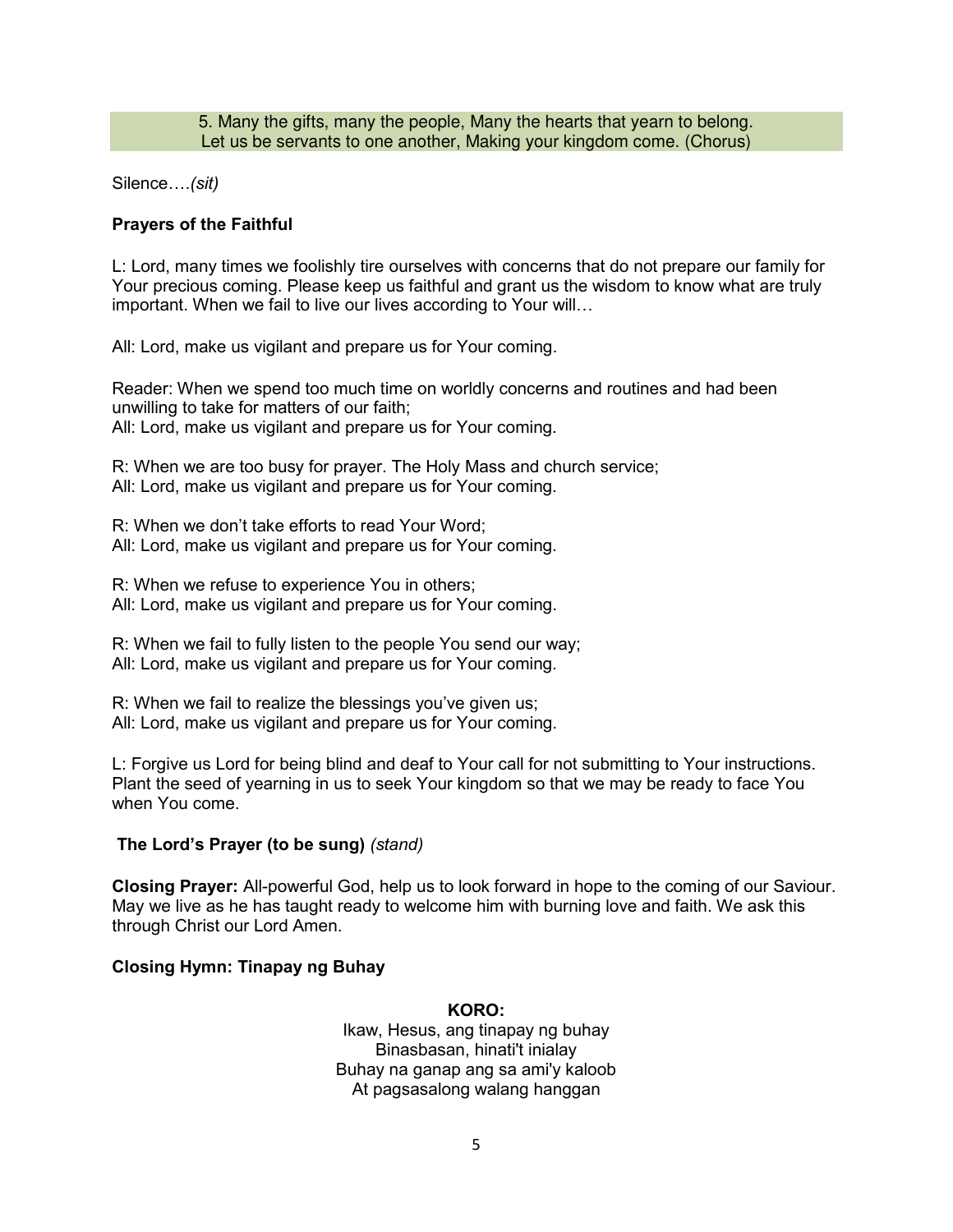5. Many the gifts, many the people, Many the hearts that yearn to belong.
Let us be servants to one another, Making your kingdom come. (Chorus)

Silence….*(sit)*

**Prayers of the Faithful**

L: Lord, many times we foolishly tire ourselves with concerns that do not prepare our family for Your precious coming. Please keep us faithful and grant us the wisdom to know what are truly important. When we fail to live our lives according to Your will…

All: Lord, make us vigilant and prepare us for Your coming.

Reader: When we spend too much time on worldly concerns and routines and had been unwilling to take for matters of our faith;
All: Lord, make us vigilant and prepare us for Your coming.

R: When we are too busy for prayer. The Holy Mass and church service;
All: Lord, make us vigilant and prepare us for Your coming.

R: When we don't take efforts to read Your Word;
All: Lord, make us vigilant and prepare us for Your coming.

R: When we refuse to experience You in others;
All: Lord, make us vigilant and prepare us for Your coming.

R: When we fail to fully listen to the people You send our way;
All: Lord, make us vigilant and prepare us for Your coming.

R: When we fail to realize the blessings you've given us;
All: Lord, make us vigilant and prepare us for Your coming.

L: Forgive us Lord for being blind and deaf to Your call for not submitting to Your instructions. Plant the seed of yearning in us to seek Your kingdom so that we may be ready to face You when You come.

**The Lord's Prayer (to be sung)** *(stand)*

**Closing Prayer:** All-powerful God, help us to look forward in hope to the coming of our Saviour. May we live as he has taught ready to welcome him with burning love and faith. We ask this through Christ our Lord Amen.

**Closing Hymn: Tinapay ng Buhay**

**KORO:**
Ikaw, Hesus, ang tinapay ng buhay
Binasbasan, hinati't inialay
Buhay na ganap ang sa ami'y kaloob
At pagsasalong walang hanggan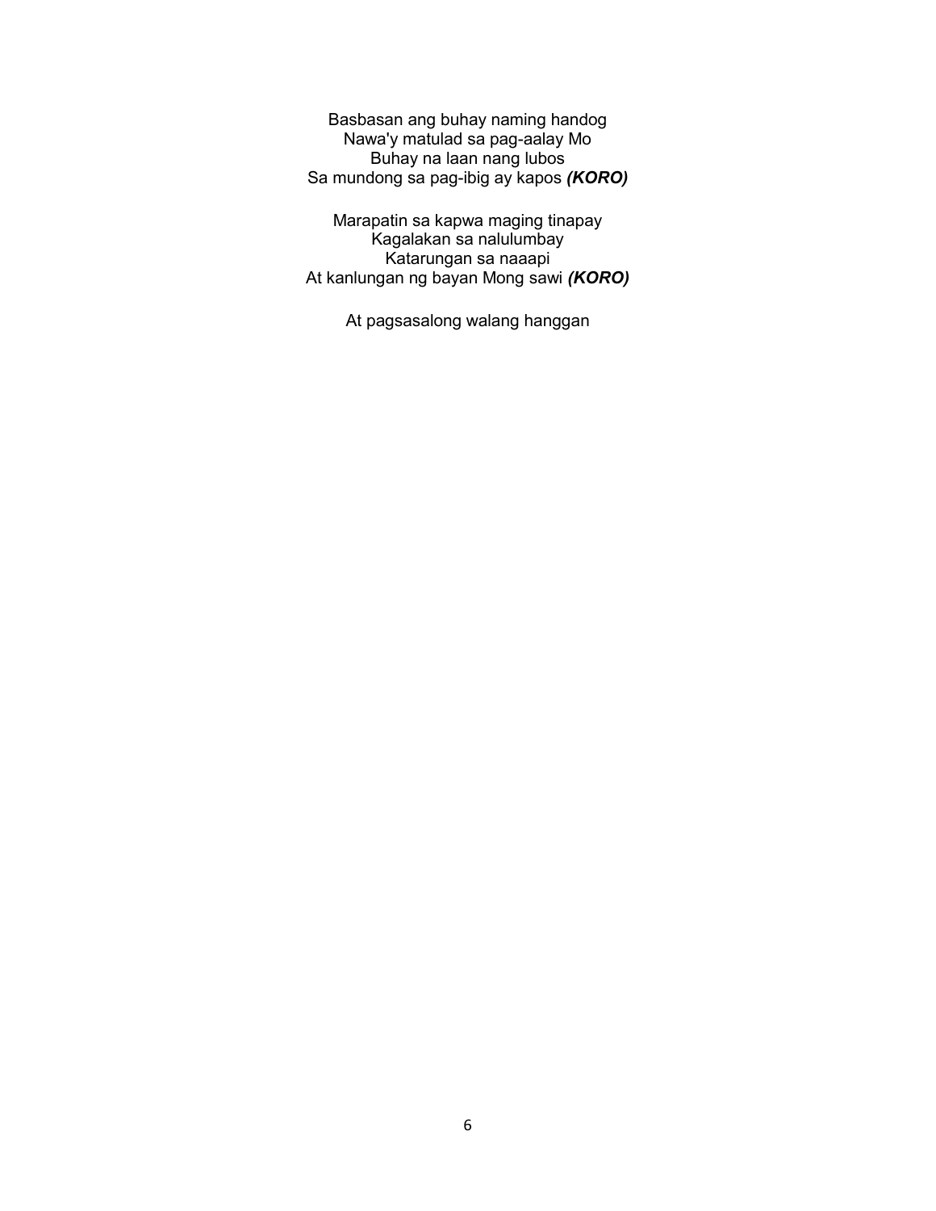Basbasan ang buhay naming handog  
Nawa'y matulad sa pag-aalay Mo  
Buhay na laan nang lubos  
Sa mundong sa pag-ibig ay kapos ***(KORO)***

Marapatin sa kapwa maging tinapay  
Kagalakan sa nalulumbay  
Katarungan sa naaapi  
At kanlungan ng bayan Mong sawi ***(KORO)***

At pagsasalong walang hanggan